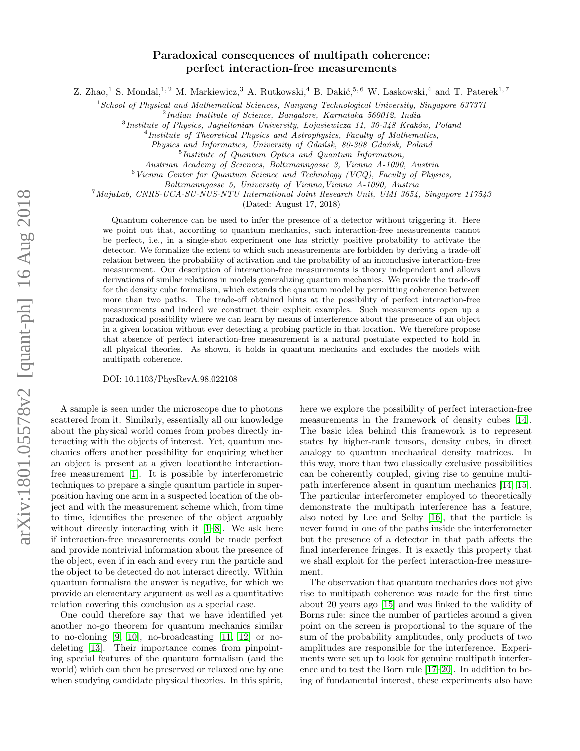# Paradoxical consequences of multipath coherence: perfect interaction-free measurements

Z. Zhao,[1] S. Mondal,[1,2] M. Markiewicz,[3] A. Rutkowski,[4] B. Dakić,[5,6] W. Laskowski,[4] and T. Paterek[1,7]

[1] *School of Physical and Mathematical Sciences, Nanyang Technological University, Singapore 637371*
[2] *Indian Institute of Science, Bangalore, Karnataka 560012, India*
[3] *Institute of Physics, Jagiellonian University, Lojasiewicza 11, 30-348 Kraków, Poland*
[4] *Institute of Theoretical Physics and Astrophysics, Faculty of Mathematics, Physics and Informatics, University of Gdańsk, 80-308 Gdańsk, Poland*
[5] *Institute of Quantum Optics and Quantum Information, Austrian Academy of Sciences, Boltzmanngasse 3, Vienna A-1090, Austria*
[6] *Vienna Center for Quantum Science and Technology (VCQ), Faculty of Physics, Boltzmanngasse 5, University of Vienna,Vienna A-1090, Austria*
[7] *MajuLab, CNRS-UCA-SU-NUS-NTU International Joint Research Unit, UMI 3654, Singapore 117543*

(Dated: August 17, 2018)

Quantum coherence can be used to infer the presence of a detector without triggering it. Here we point out that, according to quantum mechanics, such interaction-free measurements cannot be perfect, i.e., in a single-shot experiment one has strictly positive probability to activate the detector. We formalize the extent to which such measurements are forbidden by deriving a trade-off relation between the probability of activation and the probability of an inconclusive interaction-free measurement. Our description of interaction-free measurements is theory independent and allows derivations of similar relations in models generalizing quantum mechanics. We provide the trade-off for the density cube formalism, which extends the quantum model by permitting coherence between more than two paths. The trade-off obtained hints at the possibility of perfect interaction-free measurements and indeed we construct their explicit examples. Such measurements open up a paradoxical possibility where we can learn by means of interference about the presence of an object in a given location without ever detecting a probing particle in that location. We therefore propose that absence of perfect interaction-free measurement is a natural postulate expected to hold in all physical theories. As shown, it holds in quantum mechanics and excludes the models with multipath coherence.

DOI: 10.1103/PhysRevA.98.022108

A sample is seen under the microscope due to photons scattered from it. Similarly, essentially all our knowledge about the physical world comes from probes directly interacting with the objects of interest. Yet, quantum mechanics offers another possibility for enquiring whether an object is present at a given locationthe interaction-free measurement [1]. It is possible by interferometric techniques to prepare a single quantum particle in superposition having one arm in a suspected location of the object and with the measurement scheme which, from time to time, identifies the presence of the object arguably without directly interacting with it [1–8]. We ask here if interaction-free measurements could be made perfect and provide nontrivial information about the presence of the object, even if in each and every run the particle and the object to be detected do not interact directly. Within quantum formalism the answer is negative, for which we provide an elementary argument as well as a quantitative relation covering this conclusion as a special case.

One could therefore say that we have identified yet another no-go theorem for quantum mechanics similar to no-cloning [9, 10], no-broadcasting [11, 12] or no-deleting [13]. Their importance comes from pinpointing special features of the quantum formalism (and the world) which can then be preserved or relaxed one by one when studying candidate physical theories. In this spirit, here we explore the possibility of perfect interaction-free measurements in the framework of density cubes [14]. The basic idea behind this framework is to represent states by higher-rank tensors, density cubes, in direct analogy to quantum mechanical density matrices. In this way, more than two classically exclusive possibilities can be coherently coupled, giving rise to genuine multipath interference absent in quantum mechanics [14, 15]. The particular interferometer employed to theoretically demonstrate the multipath interference has a feature, also noted by Lee and Selby [16], that the particle is never found in one of the paths inside the interferometer but the presence of a detector in that path affects the final interference fringes. It is exactly this property that we shall exploit for the perfect interaction-free measurement.

The observation that quantum mechanics does not give rise to multipath coherence was made for the first time about 20 years ago [15] and was linked to the validity of Borns rule: since the number of particles around a given point on the screen is proportional to the square of the sum of the probability amplitudes, only products of two amplitudes are responsible for the interference. Experiments were set up to look for genuine multipath interference and to test the Born rule [17–20]. In addition to being of fundamental interest, these experiments also have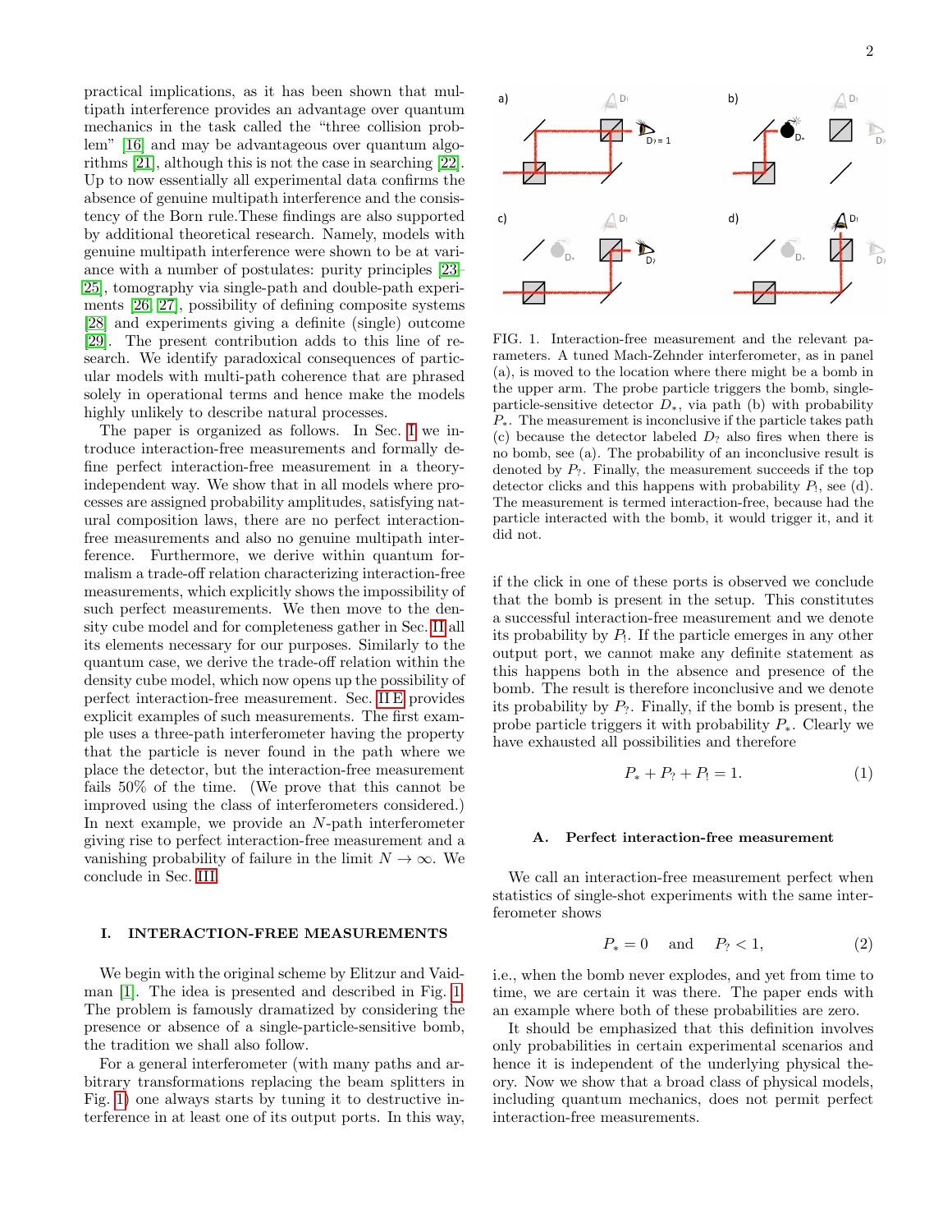practical implications, as it has been shown that multipath interference provides an advantage over quantum mechanics in the task called the "three collision problem" [16] and may be advantageous over quantum algorithms [21], although this is not the case in searching [22]. Up to now essentially all experimental data confirms the absence of genuine multipath interference and the consistency of the Born rule.These findings are also supported by additional theoretical research. Namely, models with genuine multipath interference were shown to be at variance with a number of postulates: purity principles [23–25], tomography via single-path and double-path experiments [26, 27], possibility of defining composite systems [28] and experiments giving a definite (single) outcome [29]. The present contribution adds to this line of research. We identify paradoxical consequences of particular models with multi-path coherence that are phrased solely in operational terms and hence make the models highly unlikely to describe natural processes.

The paper is organized as follows. In Sec. I we introduce interaction-free measurements and formally define perfect interaction-free measurement in a theory-independent way. We show that in all models where processes are assigned probability amplitudes, satisfying natural composition laws, there are no perfect interaction-free measurements and also no genuine multipath interference. Furthermore, we derive within quantum formalism a trade-off relation characterizing interaction-free measurements, which explicitly shows the impossibility of such perfect measurements. We then move to the density cube model and for completeness gather in Sec. II all its elements necessary for our purposes. Similarly to the quantum case, we derive the trade-off relation within the density cube model, which now opens up the possibility of perfect interaction-free measurement. Sec. II E provides explicit examples of such measurements. The first example uses a three-path interferometer having the property that the particle is never found in the path where we place the detector, but the interaction-free measurement fails 50% of the time. (We prove that this cannot be improved using the class of interferometers considered.) In next example, we provide an $N$-path interferometer giving rise to perfect interaction-free measurement and a vanishing probability of failure in the limit $N \to \infty$. We conclude in Sec. III.

## I. INTERACTION-FREE MEASUREMENTS

We begin with the original scheme by Elitzur and Vaidman [1]. The idea is presented and described in Fig. 1. The problem is famously dramatized by considering the presence or absence of a single-particle-sensitive bomb, the tradition we shall also follow.

For a general interferometer (with many paths and arbitrary transformations replacing the beam splitters in Fig. 1) one always starts by tuning it to destructive interference in at least one of its output ports. In this way, if the click in one of these ports is observed we conclude that the bomb is present in the setup. This constitutes a successful interaction-free measurement and we denote its probability by $P_!$. If the particle emerges in any other output port, we cannot make any definite statement as this happens both in the absence and presence of the bomb. The result is therefore inconclusive and we denote its probability by $P_?$. Finally, if the bomb is present, the probe particle triggers it with probability $P_*$. Clearly we have exhausted all possibilities and therefore

$$P_* + P_? + P_! = 1. \tag{1}$$

FIG. 1. Interaction-free measurement and the relevant parameters. A tuned Mach-Zehnder interferometer, as in panel (a), is moved to the location where there might be a bomb in the upper arm. The probe particle triggers the bomb, single-particle-sensitive detector $D_*$, via path (b) with probability $P_*$. The measurement is inconclusive if the particle takes path (c) because the detector labeled $D_?$ also fires when there is no bomb, see (a). The probability of an inconclusive result is denoted by $P_?$. Finally, the measurement succeeds if the top detector clicks and this happens with probability $P_!$, see (d). The measurement is termed interaction-free, because had the particle interacted with the bomb, it would trigger it, and it did not.

### A. Perfect interaction-free measurement

We call an interaction-free measurement perfect when statistics of single-shot experiments with the same interferometer shows

$$P_* = 0 \quad \text{and} \quad P_? < 1, \tag{2}$$

i.e., when the bomb never explodes, and yet from time to time, we are certain it was there. The paper ends with an example where both of these probabilities are zero.

It should be emphasized that this definition involves only probabilities in certain experimental scenarios and hence it is independent of the underlying physical theory. Now we show that a broad class of physical models, including quantum mechanics, does not permit perfect interaction-free measurements.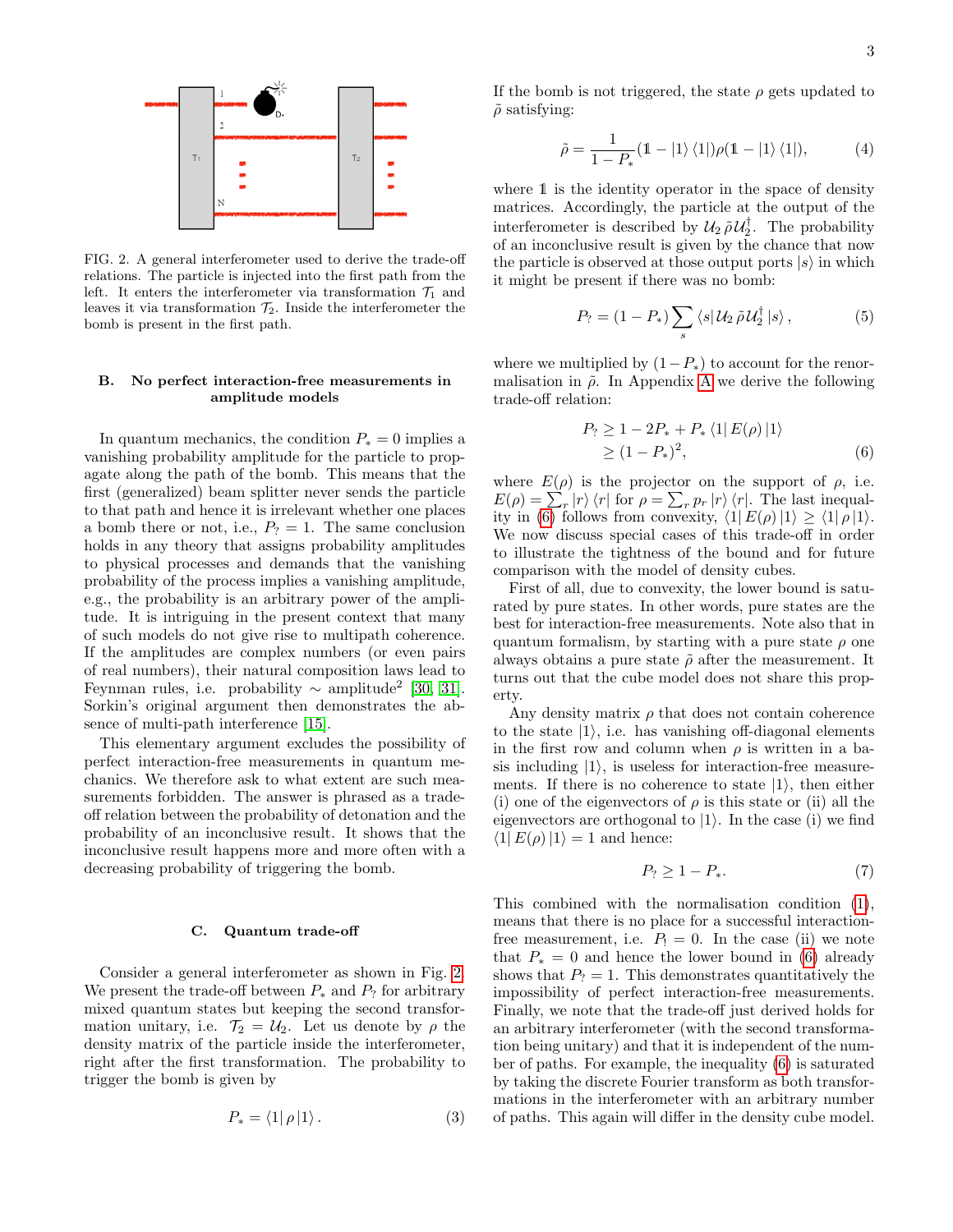FIG. 2. A general interferometer used to derive the trade-off relations. The particle is injected into the first path from the left. It enters the interferometer via transformation $\mathcal{T}_1$ and leaves it via transformation $\mathcal{T}_2$. Inside the interferometer the bomb is present in the first path.

### B. No perfect interaction-free measurements in amplitude models

In quantum mechanics, the condition $P_* = 0$ implies a vanishing probability amplitude for the particle to propagate along the path of the bomb. This means that the first (generalized) beam splitter never sends the particle to that path and hence it is irrelevant whether one places a bomb there or not, i.e., $P_? = 1$. The same conclusion holds in any theory that assigns probability amplitudes to physical processes and demands that the vanishing probability of the process implies a vanishing amplitude, e.g., the probability is an arbitrary power of the amplitude. It is intriguing in the present context that many of such models do not give rise to multipath coherence. If the amplitudes are complex numbers (or even pairs of real numbers), their natural composition laws lead to Feynman rules, i.e. probability $\sim$ amplitude$^2$ [30, 31]. Sorkin's original argument then demonstrates the absence of multi-path interference [15].

This elementary argument excludes the possibility of perfect interaction-free measurements in quantum mechanics. We therefore ask to what extent are such measurements forbidden. The answer is phrased as a trade-off relation between the probability of detonation and the probability of an inconclusive result. It shows that the inconclusive result happens more and more often with a decreasing probability of triggering the bomb.

### C. Quantum trade-off

Consider a general interferometer as shown in Fig. 2. We present the trade-off between $P_*$ and $P_?$ for arbitrary mixed quantum states but keeping the second transformation unitary, i.e. $\mathcal{T}_2 = \mathcal{U}_2$. Let us denote by $\rho$ the density matrix of the particle inside the interferometer, right after the first transformation. The probability to trigger the bomb is given by

$$P_* = \langle 1| \rho |1\rangle . \tag{3}$$

If the bomb is not triggered, the state $\rho$ gets updated to $\tilde{\rho}$ satisfying:

$$\tilde{\rho} = \frac{1}{1-P_*}(\mathbb{1} - |1\rangle\langle 1|)\rho(\mathbb{1} - |1\rangle\langle 1|), \tag{4}$$

where $\mathbb{1}$ is the identity operator in the space of density matrices. Accordingly, the particle at the output of the interferometer is described by $\mathcal{U}_2\,\tilde{\rho}\,\mathcal{U}_2^\dagger$. The probability of an inconclusive result is given by the chance that now the particle is observed at those output ports $|s\rangle$ in which it might be present if there was no bomb:

$$P_? = (1-P_*)\sum_s \langle s| \mathcal{U}_2\,\tilde{\rho}\,\mathcal{U}_2^\dagger |s\rangle , \tag{5}$$

where we multiplied by $(1-P_*)$ to account for the renormalisation in $\tilde{\rho}$. In Appendix A we derive the following trade-off relation:

$$\begin{aligned} P_? &\geq 1 - 2P_* + P_* \langle 1| E(\rho) |1\rangle \\ &\geq (1-P_*)^2, \end{aligned} \tag{6}$$

where $E(\rho)$ is the projector on the support of $\rho$, i.e. $E(\rho) = \sum_r |r\rangle\langle r|$ for $\rho = \sum_r p_r |r\rangle\langle r|$. The last inequality in (6) follows from convexity, $\langle 1| E(\rho) |1\rangle \geq \langle 1| \rho |1\rangle$. We now discuss special cases of this trade-off in order to illustrate the tightness of the bound and for future comparison with the model of density cubes.

First of all, due to convexity, the lower bound is saturated by pure states. In other words, pure states are the best for interaction-free measurements. Note also that in quantum formalism, by starting with a pure state $\rho$ one always obtains a pure state $\tilde{\rho}$ after the measurement. It turns out that the cube model does not share this property.

Any density matrix $\rho$ that does not contain coherence to the state $|1\rangle$, i.e. has vanishing off-diagonal elements in the first row and column when $\rho$ is written in a basis including $|1\rangle$, is useless for interaction-free measurements. If there is no coherence to state $|1\rangle$, then either (i) one of the eigenvectors of $\rho$ is this state or (ii) all the eigenvectors are orthogonal to $|1\rangle$. In the case (i) we find $\langle 1| E(\rho) |1\rangle = 1$ and hence:

$$P_? \geq 1 - P_*. \tag{7}$$

This combined with the normalisation condition (1), means that there is no place for a successful interaction-free measurement, i.e. $P_! = 0$. In the case (ii) we note that $P_* = 0$ and hence the lower bound in (6) already shows that $P_? = 1$. This demonstrates quantitatively the impossibility of perfect interaction-free measurements. Finally, we note that the trade-off just derived holds for an arbitrary interferometer (with the second transformation being unitary) and that it is independent of the number of paths. For example, the inequality (6) is saturated by taking the discrete Fourier transform as both transformations in the interferometer with an arbitrary number of paths. This again will differ in the density cube model.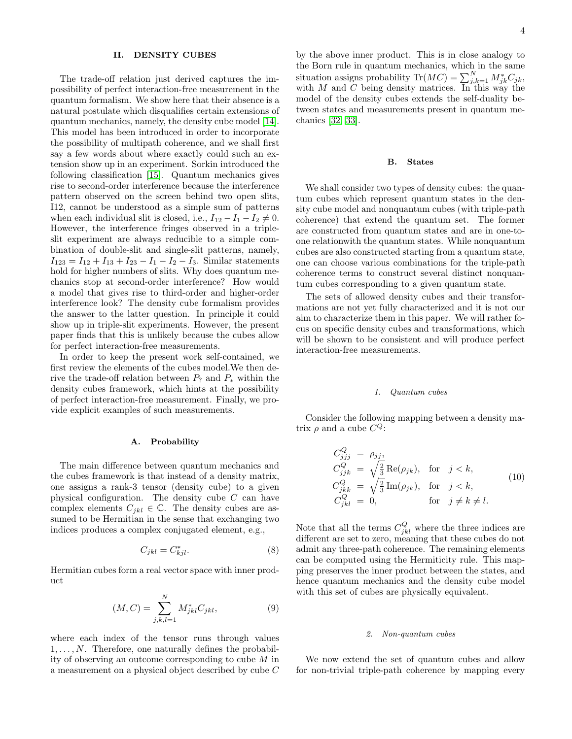## II. DENSITY CUBES

The trade-off relation just derived captures the impossibility of perfect interaction-free measurement in the quantum formalism. We show here that their absence is a natural postulate which disqualifies certain extensions of quantum mechanics, namely, the density cube model [14]. This model has been introduced in order to incorporate the possibility of multipath coherence, and we shall first say a few words about where exactly could such an extension show up in an experiment. Sorkin introduced the following classification [15]. Quantum mechanics gives rise to second-order interference because the interference pattern observed on the screen behind two open slits, I12, cannot be understood as a simple sum of patterns when each individual slit is closed, i.e., $I_{12} - I_1 - I_2 \neq 0$. However, the interference fringes observed in a triple-slit experiment are always reducible to a simple combination of double-slit and single-slit patterns, namely, $I_{123} = I_{12} + I_{13} + I_{23} - I_1 - I_2 - I_3$. Similar statements hold for higher numbers of slits. Why does quantum mechanics stop at second-order interference? How would a model that gives rise to third-order and higher-order interference look? The density cube formalism provides the answer to the latter question. In principle it could show up in triple-slit experiments. However, the present paper finds that this is unlikely because the cubes allow for perfect interaction-free measurements.

In order to keep the present work self-contained, we first review the elements of the cubes model.We then derive the trade-off relation between $P_?$ and $P_*$ within the density cubes framework, which hints at the possibility of perfect interaction-free measurement. Finally, we provide explicit examples of such measurements.

### A. Probability

The main difference between quantum mechanics and the cubes framework is that instead of a density matrix, one assigns a rank-3 tensor (density cube) to a given physical configuration. The density cube $C$ can have complex elements $C_{jkl} \in \mathbb{C}$. The density cubes are assumed to be Hermitian in the sense that exchanging two indices produces a complex conjugated element, e.g.,

$$C_{jkl} = C_{kjl}^*. \tag{8}$$

Hermitian cubes form a real vector space with inner product

$$(M, C) = \sum_{j,k,l=1}^{N} M_{jkl}^* C_{jkl}, \tag{9}$$

where each index of the tensor runs through values $1, \ldots, N$. Therefore, one naturally defines the probability of observing an outcome corresponding to cube $M$ in a measurement on a physical object described by cube $C$ by the above inner product. This is in close analogy to the Born rule in quantum mechanics, which in the same situation assigns probability $\mathrm{Tr}(MC) = \sum_{j,k=1}^{N} M_{jk}^* C_{jk}$, with $M$ and $C$ being density matrices. In this way the model of the density cubes extends the self-duality between states and measurements present in quantum mechanics [32, 33].

### B. States

We shall consider two types of density cubes: the quantum cubes which represent quantum states in the density cube model and nonquantum cubes (with triple-path coherence) that extend the quantum set. The former are constructed from quantum states and are in one-to-one relationwith the quantum states. While nonquantum cubes are also constructed starting from a quantum state, one can choose various combinations for the triple-path coherence terms to construct several distinct nonquantum cubes corresponding to a given quantum state.

The sets of allowed density cubes and their transformations are not yet fully characterized and it is not our aim to characterize them in this paper. We will rather focus on specific density cubes and transformations, which will be shown to be consistent and will produce perfect interaction-free measurements.

#### 1. *Quantum cubes*

Consider the following mapping between a density matrix $\rho$ and a cube $C^Q$:

$$\begin{aligned}
C_{jjj}^Q &= \rho_{jj}, \\
C_{jjk}^Q &= \sqrt{\tfrac{2}{3}}\,\mathrm{Re}(\rho_{jk}), \quad \text{for} \quad j < k, \\
C_{jkk}^Q &= \sqrt{\tfrac{2}{3}}\,\mathrm{Im}(\rho_{jk}), \quad \text{for} \quad j < k, \\
C_{jkl}^Q &= 0, \qquad\qquad\quad\;\; \text{for} \quad j \neq k \neq l.
\end{aligned} \tag{10}$$

Note that all the terms $C_{jkl}^Q$ where the three indices are different are set to zero, meaning that these cubes do not admit any three-path coherence. The remaining elements can be computed using the Hermiticity rule. This mapping preserves the inner product between the states, and hence quantum mechanics and the density cube model with this set of cubes are physically equivalent.

#### 2. *Non-quantum cubes*

We now extend the set of quantum cubes and allow for non-trivial triple-path coherence by mapping every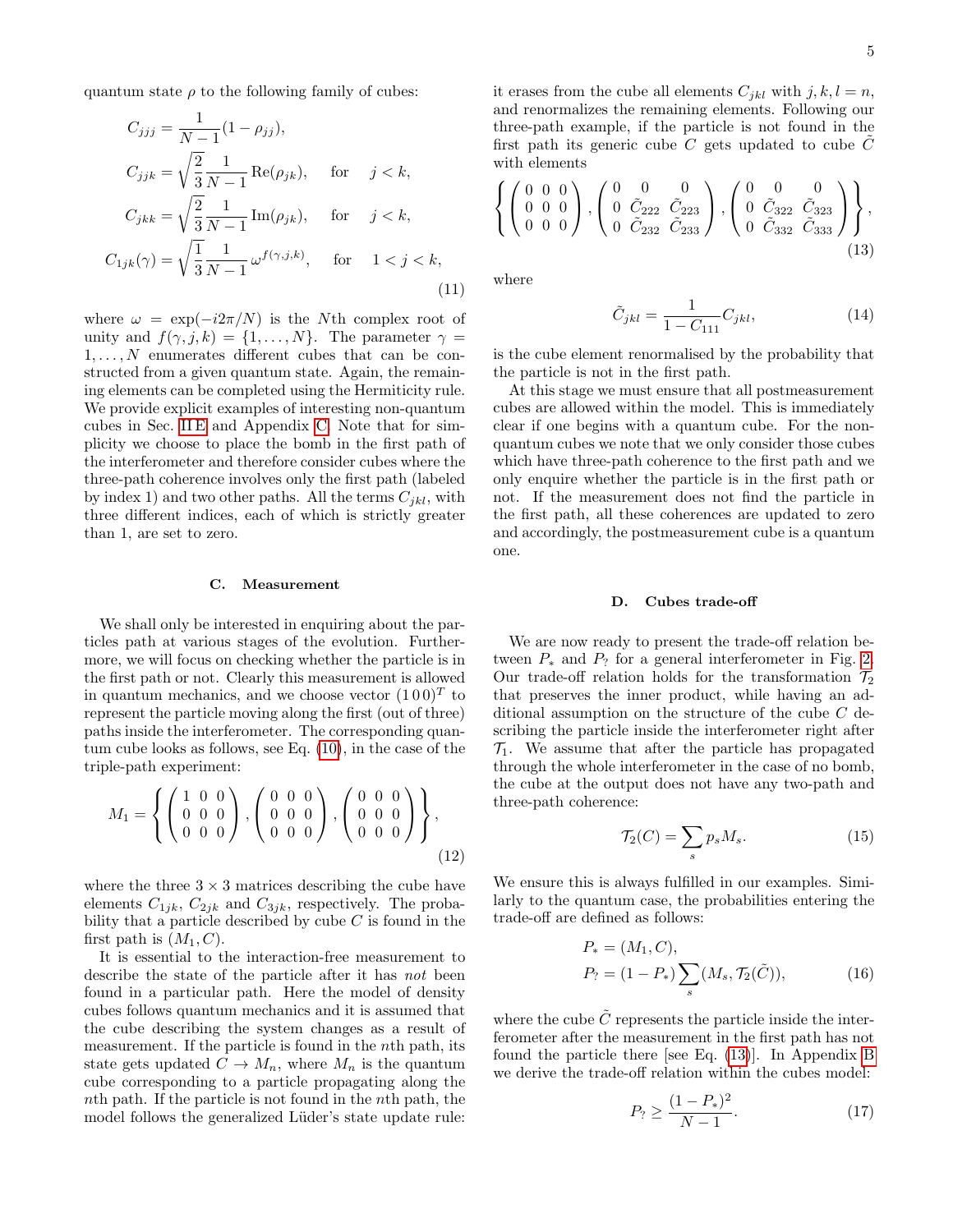quantum state $\rho$ to the following family of cubes:

$$
\begin{aligned}
C_{jjj} &= \frac{1}{N-1}(1-\rho_{jj}), \\
C_{jjk} &= \sqrt{\frac{2}{3}}\frac{1}{N-1}\operatorname{Re}(\rho_{jk}), \quad \text{for} \quad j<k, \\
C_{jkk} &= \sqrt{\frac{2}{3}}\frac{1}{N-1}\operatorname{Im}(\rho_{jk}), \quad \text{for} \quad j<k, \\
C_{1jk}(\gamma) &= \sqrt{\frac{1}{3}}\frac{1}{N-1}\,\omega^{f(\gamma,j,k)}, \quad \text{for} \quad 1<j<k,
\end{aligned}
\tag{11}
$$

where $\omega = \exp(-i2\pi/N)$ is the $N$th complex root of unity and $f(\gamma, j, k) = \{1, \ldots, N\}$. The parameter $\gamma = 1, \ldots, N$ enumerates different cubes that can be constructed from a given quantum state. Again, the remaining elements can be completed using the Hermiticity rule. We provide explicit examples of interesting non-quantum cubes in Sec. II E and Appendix C. Note that for simplicity we choose to place the bomb in the first path of the interferometer and therefore consider cubes where the three-path coherence involves only the first path (labeled by index 1) and two other paths. All the terms $C_{jkl}$, with three different indices, each of which is strictly greater than 1, are set to zero.

### C. Measurement

We shall only be interested in enquiring about the particles path at various stages of the evolution. Furthermore, we will focus on checking whether the particle is in the first path or not. Clearly this measurement is allowed in quantum mechanics, and we choose vector $(1\,0\,0)^T$ to represent the particle moving along the first (out of three) paths inside the interferometer. The corresponding quantum cube looks as follows, see Eq. (10), in the case of the triple-path experiment:

$$
M_1 = \left\{ \begin{pmatrix} 1 & 0 & 0 \\ 0 & 0 & 0 \\ 0 & 0 & 0 \end{pmatrix}, \begin{pmatrix} 0 & 0 & 0 \\ 0 & 0 & 0 \\ 0 & 0 & 0 \end{pmatrix}, \begin{pmatrix} 0 & 0 & 0 \\ 0 & 0 & 0 \\ 0 & 0 & 0 \end{pmatrix} \right\},
\tag{12}
$$

where the three $3 \times 3$ matrices describing the cube have elements $C_{1jk}$, $C_{2jk}$ and $C_{3jk}$, respectively. The probability that a particle described by cube $C$ is found in the first path is $(M_1, C)$.

It is essential to the interaction-free measurement to describe the state of the particle after it has *not* been found in a particular path. Here the model of density cubes follows quantum mechanics and it is assumed that the cube describing the system changes as a result of measurement. If the particle is found in the $n$th path, its state gets updated $C \to M_n$, where $M_n$ is the quantum cube corresponding to a particle propagating along the $n$th path. If the particle is not found in the $n$th path, the model follows the generalized Lüder's state update rule: it erases from the cube all elements $C_{jkl}$ with $j, k, l = n$, and renormalizes the remaining elements. Following our three-path example, if the particle is not found in the first path its generic cube $C$ gets updated to cube $\tilde{C}$ with elements

$$
\left\{ \begin{pmatrix} 0 & 0 & 0 \\ 0 & 0 & 0 \\ 0 & 0 & 0 \end{pmatrix}, \begin{pmatrix} 0 & 0 & 0 \\ 0 & \tilde{C}_{222} & \tilde{C}_{223} \\ 0 & \tilde{C}_{232} & \tilde{C}_{233} \end{pmatrix}, \begin{pmatrix} 0 & 0 & 0 \\ 0 & \tilde{C}_{322} & \tilde{C}_{323} \\ 0 & \tilde{C}_{332} & \tilde{C}_{333} \end{pmatrix} \right\},
\tag{13}
$$

where

$$
\tilde{C}_{jkl} = \frac{1}{1 - C_{111}} C_{jkl},
\tag{14}
$$

is the cube element renormalised by the probability that the particle is not in the first path.

At this stage we must ensure that all postmeasurement cubes are allowed within the model. This is immediately clear if one begins with a quantum cube. For the non-quantum cubes we note that we only consider those cubes which have three-path coherence to the first path and we only enquire whether the particle is in the first path or not. If the measurement does not find the particle in the first path, all these coherences are updated to zero and accordingly, the postmeasurement cube is a quantum one.

### D. Cubes trade-off

We are now ready to present the trade-off relation between $P_*$ and $P_?$ for a general interferometer in Fig. 2. Our trade-off relation holds for the transformation $\mathcal{T}_2$ that preserves the inner product, while having an additional assumption on the structure of the cube $C$ describing the particle inside the interferometer right after $\mathcal{T}_1$. We assume that after the particle has propagated through the whole interferometer in the case of no bomb, the cube at the output does not have any two-path and three-path coherence:

$$
\mathcal{T}_2(C) = \sum_s p_s M_s.
\tag{15}
$$

We ensure this is always fulfilled in our examples. Similarly to the quantum case, the probabilities entering the trade-off are defined as follows:

$$
\begin{aligned}
P_* &= (M_1, C), \\
P_? &= (1 - P_*) \sum_s (M_s, \mathcal{T}_2(\tilde{C})),
\end{aligned}
\tag{16}
$$

where the cube $\tilde{C}$ represents the particle inside the interferometer after the measurement in the first path has not found the particle there [see Eq. (13)]. In Appendix B we derive the trade-off relation within the cubes model:

$$
P_? \geq \frac{(1 - P_*)^2}{N - 1}.
\tag{17}
$$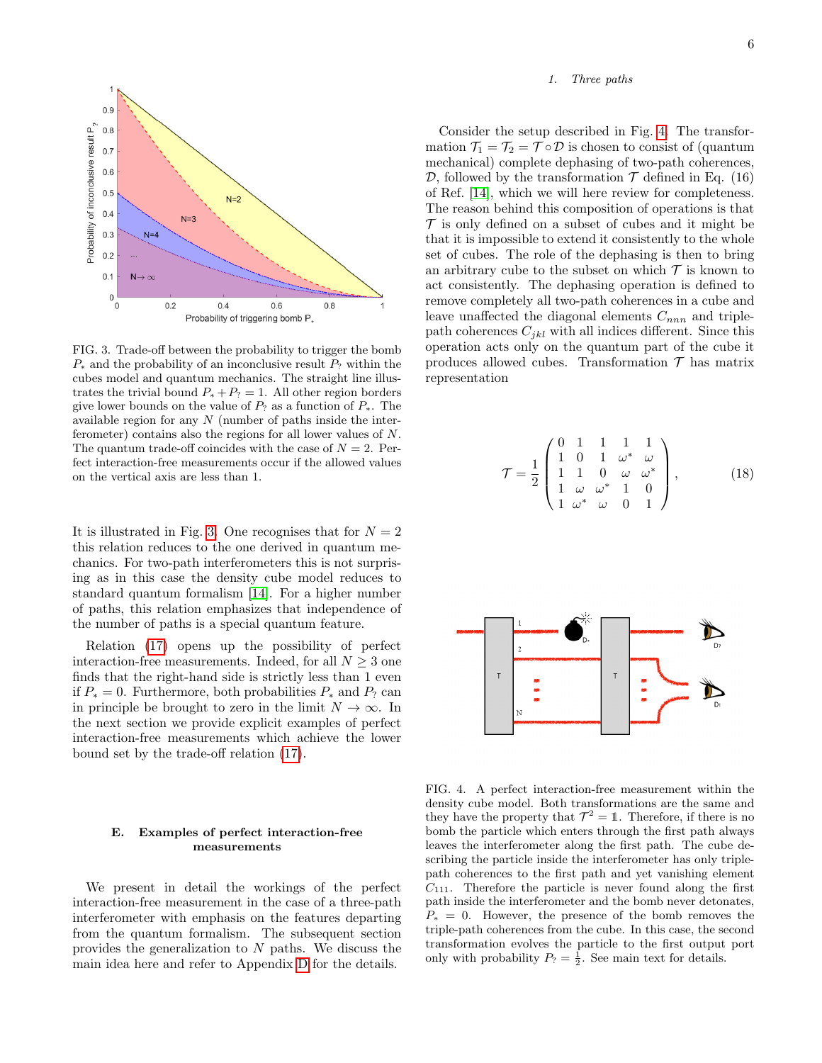FIG. 3. Trade-off between the probability to trigger the bomb $P_*$ and the probability of an inconclusive result $P_?$ within the cubes model and quantum mechanics. The straight line illustrates the trivial bound $P_* + P_? = 1$. All other region borders give lower bounds on the value of $P_?$ as a function of $P_*$. The available region for any $N$ (number of paths inside the interferometer) contains also the regions for all lower values of $N$. The quantum trade-off coincides with the case of $N = 2$. Perfect interaction-free measurements occur if the allowed values on the vertical axis are less than 1.

It is illustrated in Fig. 3. One recognises that for $N = 2$ this relation reduces to the one derived in quantum mechanics. For two-path interferometers this is not surprising as in this case the density cube model reduces to standard quantum formalism [14]. For a higher number of paths, this relation emphasizes that independence of the number of paths is a special quantum feature.

Relation (17) opens up the possibility of perfect interaction-free measurements. Indeed, for all $N \geq 3$ one finds that the right-hand side is strictly less than 1 even if $P_* = 0$. Furthermore, both probabilities $P_*$ and $P_?$ can in principle be brought to zero in the limit $N \to \infty$. In the next section we provide explicit examples of perfect interaction-free measurements which achieve the lower bound set by the trade-off relation (17).

### E. Examples of perfect interaction-free measurements

We present in detail the workings of the perfect interaction-free measurement in the case of a three-path interferometer with emphasis on the features departing from the quantum formalism. The subsequent section provides the generalization to $N$ paths. We discuss the main idea here and refer to Appendix D for the details.

#### 1. *Three paths*

Consider the setup described in Fig. 4. The transformation $\mathcal{T}_1 = \mathcal{T}_2 = \mathcal{T} \circ \mathcal{D}$ is chosen to consist of (quantum mechanical) complete dephasing of two-path coherences, $\mathcal{D}$, followed by the transformation $\mathcal{T}$ defined in Eq. (16) of Ref. [14], which we will here review for completeness. The reason behind this composition of operations is that $\mathcal{T}$ is only defined on a subset of cubes and it might be that it is impossible to extend it consistently to the whole set of cubes. The role of the dephasing is then to bring an arbitrary cube to the subset on which $\mathcal{T}$ is known to act consistently. The dephasing operation is defined to remove completely all two-path coherences in a cube and leave unaffected the diagonal elements $C_{nnn}$ and triple-path coherences $C_{jkl}$ with all indices different. Since this operation acts only on the quantum part of the cube it produces allowed cubes. Transformation $\mathcal{T}$ has matrix representation

$$
\mathcal{T} = \frac{1}{2} \begin{pmatrix} 0 & 1 & 1 & 1 & 1 \\ 1 & 0 & 1 & \omega^* & \omega \\ 1 & 1 & 0 & \omega & \omega^* \\ 1 & \omega & \omega^* & 1 & 0 \\ 1 & \omega^* & \omega & 0 & 1 \end{pmatrix}, \tag{18}
$$

FIG. 4. A perfect interaction-free measurement within the density cube model. Both transformations are the same and they have the property that $\mathcal{T}^2 = \mathbb{1}$. Therefore, if there is no bomb the particle which enters through the first path always leaves the interferometer along the first path. The cube describing the particle inside the interferometer has only triple-path coherences to the first path and yet vanishing element $C_{111}$. Therefore the particle is never found along the first path inside the interferometer and the bomb never detonates, $P_* = 0$. However, the presence of the bomb removes the triple-path coherences from the cube. In this case, the second transformation evolves the particle to the first output port only with probability $P_? = \frac{1}{2}$. See main text for details.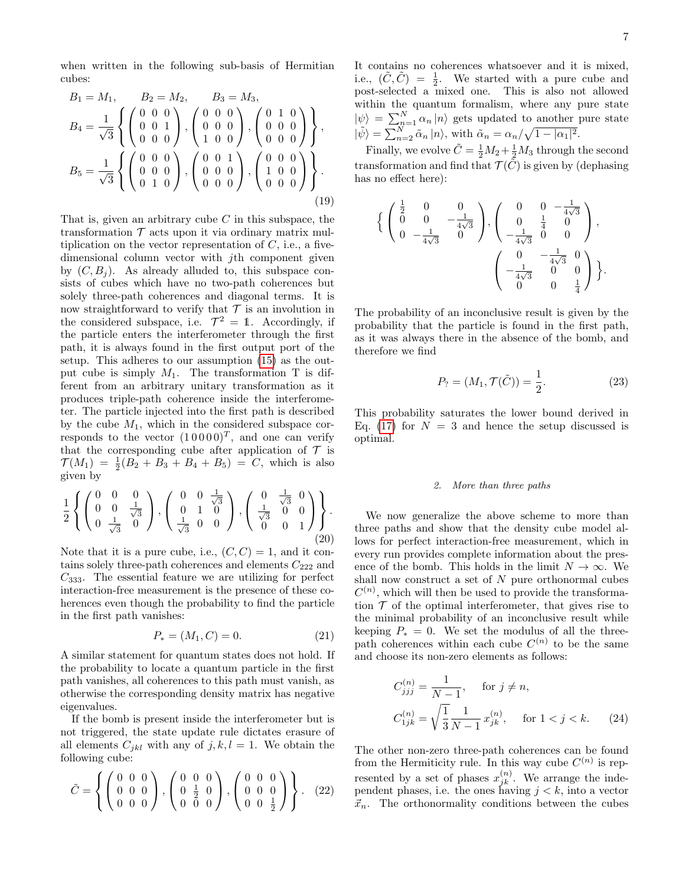when written in the following sub-basis of Hermitian cubes:

$$B_1 = M_1, \qquad B_2 = M_2, \qquad B_3 = M_3,$$
$$B_4 = \frac{1}{\sqrt{3}} \left\{ \begin{pmatrix} 0 & 0 & 0 \\ 0 & 0 & 1 \\ 0 & 0 & 0 \end{pmatrix}, \begin{pmatrix} 0 & 0 & 0 \\ 0 & 0 & 0 \\ 1 & 0 & 0 \end{pmatrix}, \begin{pmatrix} 0 & 1 & 0 \\ 0 & 0 & 0 \\ 0 & 0 & 0 \end{pmatrix} \right\},$$
$$B_5 = \frac{1}{\sqrt{3}} \left\{ \begin{pmatrix} 0 & 0 & 0 \\ 0 & 0 & 0 \\ 0 & 1 & 0 \end{pmatrix}, \begin{pmatrix} 0 & 0 & 1 \\ 0 & 0 & 0 \\ 0 & 0 & 0 \end{pmatrix}, \begin{pmatrix} 0 & 0 & 0 \\ 1 & 0 & 0 \\ 0 & 0 & 0 \end{pmatrix} \right\}. \tag{19}$$

That is, given an arbitrary cube $C$ in this subspace, the transformation $\mathcal{T}$ acts upon it via ordinary matrix multiplication on the vector representation of $C$, i.e., a five-dimensional column vector with $j$th component given by $(C, B_j)$. As already alluded to, this subspace consists of cubes which have no two-path coherences but solely three-path coherences and diagonal terms. It is now straightforward to verify that $\mathcal{T}$ is an involution in the considered subspace, i.e. $\mathcal{T}^2 = \mathbb{1}$. Accordingly, if the particle enters the interferometer through the first path, it is always found in the first output port of the setup. This adheres to our assumption (15) as the output cube is simply $M_1$. The transformation T is different from an arbitrary unitary transformation as it produces triple-path coherence inside the interferometer. The particle injected into the first path is described by the cube $M_1$, which in the considered subspace corresponds to the vector $(1\,0\,0\,0\,0)^T$, and one can verify that the corresponding cube after application of $\mathcal{T}$ is $\mathcal{T}(M_1) = \frac{1}{2}(B_2 + B_3 + B_4 + B_5) = C$, which is also given by

$$\frac{1}{2} \left\{ \begin{pmatrix} 0 & 0 & 0 \\ 0 & 0 & \frac{1}{\sqrt{3}} \\ 0 & \frac{1}{\sqrt{3}} & 0 \end{pmatrix}, \begin{pmatrix} 0 & 0 & \frac{1}{\sqrt{3}} \\ 0 & 1 & 0 \\ \frac{1}{\sqrt{3}} & 0 & 0 \end{pmatrix}, \begin{pmatrix} 0 & \frac{1}{\sqrt{3}} & 0 \\ \frac{1}{\sqrt{3}} & 0 & 0 \\ 0 & 0 & 1 \end{pmatrix} \right\}. \tag{20}$$

Note that it is a pure cube, i.e., $(C, C) = 1$, and it contains solely three-path coherences and elements $C_{222}$ and $C_{333}$. The essential feature we are utilizing for perfect interaction-free measurement is the presence of these coherences even though the probability to find the particle in the first path vanishes:

$$P_* = (M_1, C) = 0. \tag{21}$$

A similar statement for quantum states does not hold. If the probability to locate a quantum particle in the first path vanishes, all coherences to this path must vanish, as otherwise the corresponding density matrix has negative eigenvalues.

If the bomb is present inside the interferometer but is not triggered, the state update rule dictates erasure of all elements $C_{jkl}$ with any of $j, k, l = 1$. We obtain the following cube:

$$\tilde{C} = \left\{ \begin{pmatrix} 0 & 0 & 0 \\ 0 & 0 & 0 \\ 0 & 0 & 0 \end{pmatrix}, \begin{pmatrix} 0 & 0 & 0 \\ 0 & \frac{1}{2} & 0 \\ 0 & 0 & 0 \end{pmatrix}, \begin{pmatrix} 0 & 0 & 0 \\ 0 & 0 & 0 \\ 0 & 0 & \frac{1}{2} \end{pmatrix} \right\}. \tag{22}$$

It contains no coherences whatsoever and it is mixed, i.e., $(\tilde{C}, \tilde{C}) = \frac{1}{2}$. We started with a pure cube and post-selected a mixed one. This is also not allowed within the quantum formalism, where any pure state $|\psi\rangle = \sum_{n=1}^{N} \alpha_n |n\rangle$ gets updated to another pure state $|\tilde{\psi}\rangle = \sum_{n=2}^{N} \tilde{\alpha}_n |n\rangle$, with $\tilde{\alpha}_n = \alpha_n / \sqrt{1 - |\alpha_1|^2}$.

Finally, we evolve $\tilde{C} = \frac{1}{2}M_2 + \frac{1}{2}M_3$ through the second transformation and find that $\mathcal{T}(\tilde{C})$ is given by (dephasing has no effect here):

$$\left\{ \begin{pmatrix} \frac{1}{2} & 0 & 0 \\ 0 & 0 & -\frac{1}{4\sqrt{3}} \\ 0 & -\frac{1}{4\sqrt{3}} & 0 \end{pmatrix}, \begin{pmatrix} 0 & 0 & -\frac{1}{4\sqrt{3}} \\ 0 & \frac{1}{4} & 0 \\ -\frac{1}{4\sqrt{3}} & 0 & 0 \end{pmatrix}, \begin{pmatrix} 0 & -\frac{1}{4\sqrt{3}} & 0 \\ -\frac{1}{4\sqrt{3}} & 0 & 0 \\ 0 & 0 & \frac{1}{4} \end{pmatrix} \right\}.$$

The probability of an inconclusive result is given by the probability that the particle is found in the first path, as it was always there in the absence of the bomb, and therefore we find

$$P_? = (M_1, \mathcal{T}(\tilde{C})) = \frac{1}{2}. \tag{23}$$

This probability saturates the lower bound derived in Eq. (17) for $N = 3$ and hence the setup discussed is optimal.

### *2. More than three paths*

We now generalize the above scheme to more than three paths and show that the density cube model allows for perfect interaction-free measurement, which in every run provides complete information about the presence of the bomb. This holds in the limit $N \to \infty$. We shall now construct a set of $N$ pure orthonormal cubes $C^{(n)}$, which will then be used to provide the transformation $\mathcal{T}$ of the optimal interferometer, that gives rise to the minimal probability of an inconclusive result while keeping $P_* = 0$. We set the modulus of all the three-path coherences within each cube $C^{(n)}$ to be the same and choose its non-zero elements as follows:

$$C_{jjj}^{(n)} = \frac{1}{N-1}, \quad \text{for } j \neq n,$$
$$C_{1jk}^{(n)} = \sqrt{\frac{1}{3}} \frac{1}{N-1} x_{jk}^{(n)}, \quad \text{for } 1 < j < k. \tag{24}$$

The other non-zero three-path coherences can be found from the Hermiticity rule. In this way cube $C^{(n)}$ is represented by a set of phases $x_{jk}^{(n)}$. We arrange the independent phases, i.e. the ones having $j < k$, into a vector $\vec{x}_n$. The orthonormality conditions between the cubes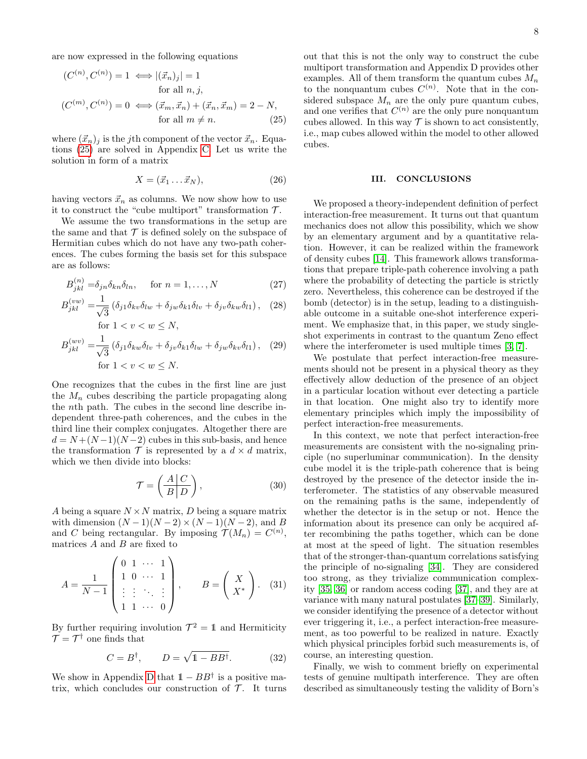are now expressed in the following equations

$$
\begin{aligned}
(C^{(n)}, C^{(n)}) = 1 &\iff |(\vec{x}_n)_j| = 1 \\
&\qquad \text{for all } n, j, \\
(C^{(m)}, C^{(n)}) = 0 &\iff (\vec{x}_m, \vec{x}_n) + (\vec{x}_n, \vec{x}_m) = 2 - N, \\
&\qquad \text{for all } m \neq n.
\end{aligned} \tag{25}
$$

where $(\vec{x}_n)_j$ is the $j$th component of the vector $\vec{x}_n$. Equations (25) are solved in Appendix C. Let us write the solution in form of a matrix

$$
X = (\vec{x}_1 \dots \vec{x}_N), \tag{26}
$$

having vectors $\vec{x}_n$ as columns. We now show how to use it to construct the "cube multiport" transformation $\mathcal{T}$.

We assume the two transformations in the setup are the same and that $\mathcal{T}$ is defined solely on the subspace of Hermitian cubes which do not have any two-path coherences. The cubes forming the basis set for this subspace are as follows:

$$
B^{(n)}_{jkl} = \delta_{jn}\delta_{kn}\delta_{ln}, \quad \text{for } n = 1, \dots, N \tag{27}
$$

$$
B^{(vw)}_{jkl} = \frac{1}{\sqrt{3}} \left( \delta_{j1}\delta_{kv}\delta_{lw} + \delta_{jw}\delta_{k1}\delta_{lv} + \delta_{jv}\delta_{kw}\delta_{l1} \right), \tag{28}
$$
$$
\text{for } 1 < v < w \leq N,
$$

$$
B^{(wv)}_{jkl} = \frac{1}{\sqrt{3}} \left( \delta_{j1}\delta_{kw}\delta_{lv} + \delta_{jv}\delta_{k1}\delta_{lw} + \delta_{jw}\delta_{kv}\delta_{l1} \right), \tag{29}
$$
$$
\text{for } 1 < v < w \leq N.
$$

One recognizes that the cubes in the first line are just the $M_n$ cubes describing the particle propagating along the $n$th path. The cubes in the second line describe independent three-path coherences, and the cubes in the third line their complex conjugates. Altogether there are $d = N + (N-1)(N-2)$ cubes in this sub-basis, and hence the transformation $\mathcal{T}$ is represented by a $d \times d$ matrix, which we then divide into blocks:

$$
\mathcal{T} = \left( \begin{array}{c|c} A & C \\ \hline B & D \end{array} \right), \tag{30}
$$

$A$ being a square $N \times N$ matrix, $D$ being a square matrix with dimension $(N-1)(N-2) \times (N-1)(N-2)$, and $B$ and $C$ being rectangular. By imposing $\mathcal{T}(M_n) = C^{(n)}$, matrices $A$ and $B$ are fixed to

$$
A = \frac{1}{N-1} \begin{pmatrix} 0 & 1 & \cdots & 1 \\ 1 & 0 & \cdots & 1 \\ \vdots & \vdots & \ddots & \vdots \\ 1 & 1 & \cdots & 0 \end{pmatrix}, \qquad B = \begin{pmatrix} X \\ X^* \end{pmatrix}. \tag{31}
$$

By further requiring involution $\mathcal{T}^2 = \mathbb{1}$ and Hermiticity $\mathcal{T} = \mathcal{T}^\dagger$ one finds that

$$
C = B^\dagger, \qquad D = \sqrt{\mathbb{1} - BB^\dagger}. \tag{32}
$$

We show in Appendix D that $\mathbb{1} - BB^\dagger$ is a positive matrix, which concludes our construction of $\mathcal{T}$. It turns out that this is not the only way to construct the cube multiport transformation and Appendix D provides other examples. All of them transform the quantum cubes $M_n$ to the nonquantum cubes $C^{(n)}$. Note that in the considered subspace $M_n$ are the only pure quantum cubes, and one verifies that $C^{(n)}$ are the only pure nonquantum cubes allowed. In this way $\mathcal{T}$ is shown to act consistently, i.e., map cubes allowed within the model to other allowed cubes.

## III. CONCLUSIONS

We proposed a theory-independent definition of perfect interaction-free measurement. It turns out that quantum mechanics does not allow this possibility, which we show by an elementary argument and by a quantitative relation. However, it can be realized within the framework of density cubes [14]. This framework allows transformations that prepare triple-path coherence involving a path where the probability of detecting the particle is strictly zero. Nevertheless, this coherence can be destroyed if the bomb (detector) is in the setup, leading to a distinguishable outcome in a suitable one-shot interference experiment. We emphasize that, in this paper, we study single-shot experiments in contrast to the quantum Zeno effect where the interferometer is used multiple times [3, 7].

We postulate that perfect interaction-free measurements should not be present in a physical theory as they effectively allow deduction of the presence of an object in a particular location without ever detecting a particle in that location. One might also try to identify more elementary principles which imply the impossibility of perfect interaction-free measurements.

In this context, we note that perfect interaction-free measurements are consistent with the no-signaling principle (no superluminal communication). In the density cube model it is the triple-path coherence that is being destroyed by the presence of the detector inside the interferometer. The statistics of any observable measured on the remaining paths is the same, independently of whether the detector is in the setup or not. Hence the information about its presence can only be acquired after recombining the paths together, which can be done at most at the speed of light. The situation resembles that of the stronger-than-quantum correlations satisfying the principle of no-signaling [34]. They are considered too strong, as they trivialize communication complexity [35, 36] or random access coding [37], and they are at variance with many natural postulates [37–39]. Similarly, we consider identifying the presence of a detector without ever triggering it, i.e., a perfect interaction-free measurement, as too powerful to be realized in nature. Exactly which physical principles forbid such measurements is, of course, an interesting question.

Finally, we wish to comment briefly on experimental tests of genuine multipath interference. They are often described as simultaneously testing the validity of Born's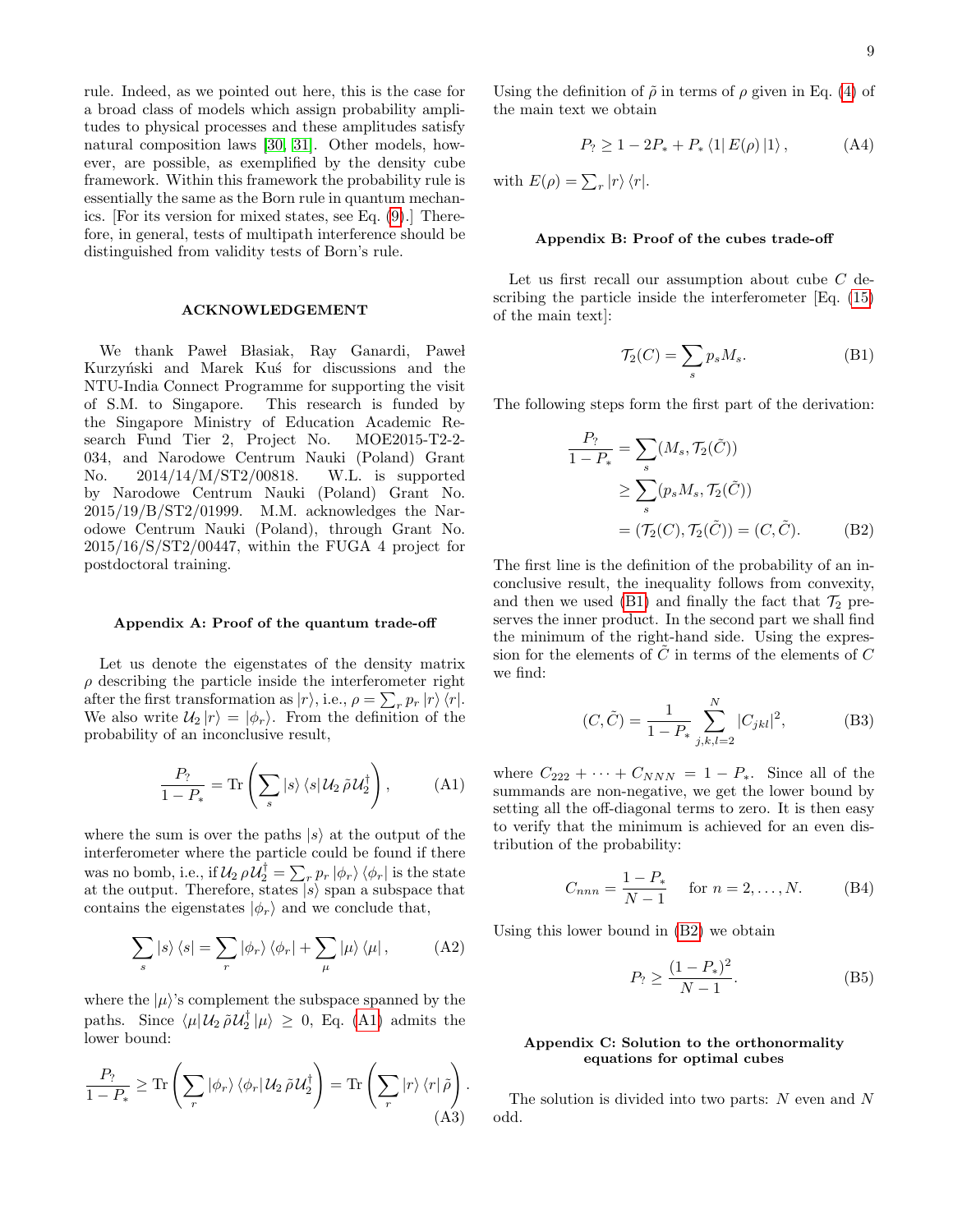rule. Indeed, as we pointed out here, this is the case for a broad class of models which assign probability amplitudes to physical processes and these amplitudes satisfy natural composition laws [30, 31]. Other models, however, are possible, as exemplified by the density cube framework. Within this framework the probability rule is essentially the same as the Born rule in quantum mechanics. [For its version for mixed states, see Eq. (9).] Therefore, in general, tests of multipath interference should be distinguished from validity tests of Born's rule.

### ACKNOWLEDGEMENT

We thank Paweł Błasiak, Ray Ganardi, Paweł Kurzyński and Marek Kuś for discussions and the NTU-India Connect Programme for supporting the visit of S.M. to Singapore. This research is funded by the Singapore Ministry of Education Academic Research Fund Tier 2, Project No. MOE2015-T2-2-034, and Narodowe Centrum Nauki (Poland) Grant No. 2014/14/M/ST2/00818. W.L. is supported by Narodowe Centrum Nauki (Poland) Grant No. 2015/19/B/ST2/01999. M.M. acknowledges the Narodowe Centrum Nauki (Poland), through Grant No. 2015/16/S/ST2/00447, within the FUGA 4 project for postdoctoral training.

### Appendix A: Proof of the quantum trade-off

Let us denote the eigenstates of the density matrix $\rho$ describing the particle inside the interferometer right after the first transformation as $|r\rangle$, i.e., $\rho = \sum_r p_r |r\rangle\langle r|$. We also write $\mathcal{U}_2 |r\rangle = |\phi_r\rangle$. From the definition of the probability of an inconclusive result,

$$\frac{P_?}{1-P_*} = \mathrm{Tr}\left(\sum_s |s\rangle\langle s| \mathcal{U}_2 \, \tilde{\rho}\, \mathcal{U}_2^\dagger\right), \tag{A1}$$

where the sum is over the paths $|s\rangle$ at the output of the interferometer where the particle could be found if there was no bomb, i.e., if $\mathcal{U}_2 \, \rho\, \mathcal{U}_2^\dagger = \sum_r p_r |\phi_r\rangle\langle \phi_r|$ is the state at the output. Therefore, states $|s\rangle$ span a subspace that contains the eigenstates $|\phi_r\rangle$ and we conclude that,

$$\sum_s |s\rangle\langle s| = \sum_r |\phi_r\rangle\langle\phi_r| + \sum_\mu |\mu\rangle\langle\mu|, \tag{A2}$$

where the $|\mu\rangle$'s complement the subspace spanned by the paths. Since $\langle\mu| \mathcal{U}_2 \, \tilde{\rho}\, \mathcal{U}_2^\dagger |\mu\rangle \geq 0$, Eq. (A1) admits the lower bound:

$$\frac{P_?}{1-P_*} \geq \mathrm{Tr}\left(\sum_r |\phi_r\rangle\langle\phi_r| \mathcal{U}_2 \, \tilde{\rho}\, \mathcal{U}_2^\dagger\right) = \mathrm{Tr}\left(\sum_r |r\rangle\langle r| \, \tilde{\rho}\right). \tag{A3}$$

Using the definition of $\tilde{\rho}$ in terms of $\rho$ given in Eq. (4) of the main text we obtain

$$P_? \geq 1 - 2P_* + P_* \langle 1| E(\rho) |1\rangle, \tag{A4}$$

with $E(\rho) = \sum_r |r\rangle\langle r|$.

### Appendix B: Proof of the cubes trade-off

Let us first recall our assumption about cube $C$ describing the particle inside the interferometer [Eq. (15) of the main text]:

$$\mathcal{T}_2(C) = \sum_s p_s M_s. \tag{B1}$$

The following steps form the first part of the derivation:

$$\begin{aligned}
\frac{P_?}{1-P_*} &= \sum_s (M_s, \mathcal{T}_2(\tilde{C})) \\
&\geq \sum_s (p_s M_s, \mathcal{T}_2(\tilde{C})) \\
&= (\mathcal{T}_2(C), \mathcal{T}_2(\tilde{C})) = (C, \tilde{C}).
\end{aligned} \tag{B2}$$

The first line is the definition of the probability of an inconclusive result, the inequality follows from convexity, and then we used (B1) and finally the fact that $\mathcal{T}_2$ preserves the inner product. In the second part we shall find the minimum of the right-hand side. Using the expression for the elements of $\tilde{C}$ in terms of the elements of $C$ we find:

$$(C, \tilde{C}) = \frac{1}{1-P_*} \sum_{j,k,l=2}^{N} |C_{jkl}|^2, \tag{B3}$$

where $C_{222} + \cdots + C_{NNN} = 1 - P_*$. Since all of the summands are non-negative, we get the lower bound by setting all the off-diagonal terms to zero. It is then easy to verify that the minimum is achieved for an even distribution of the probability:

$$C_{nnn} = \frac{1-P_*}{N-1} \quad \text{for } n = 2, \ldots, N. \tag{B4}$$

Using this lower bound in (B2) we obtain

$$P_? \geq \frac{(1-P_*)^2}{N-1}. \tag{B5}$$

### Appendix C: Solution to the orthonormality equations for optimal cubes

The solution is divided into two parts: $N$ even and $N$ odd.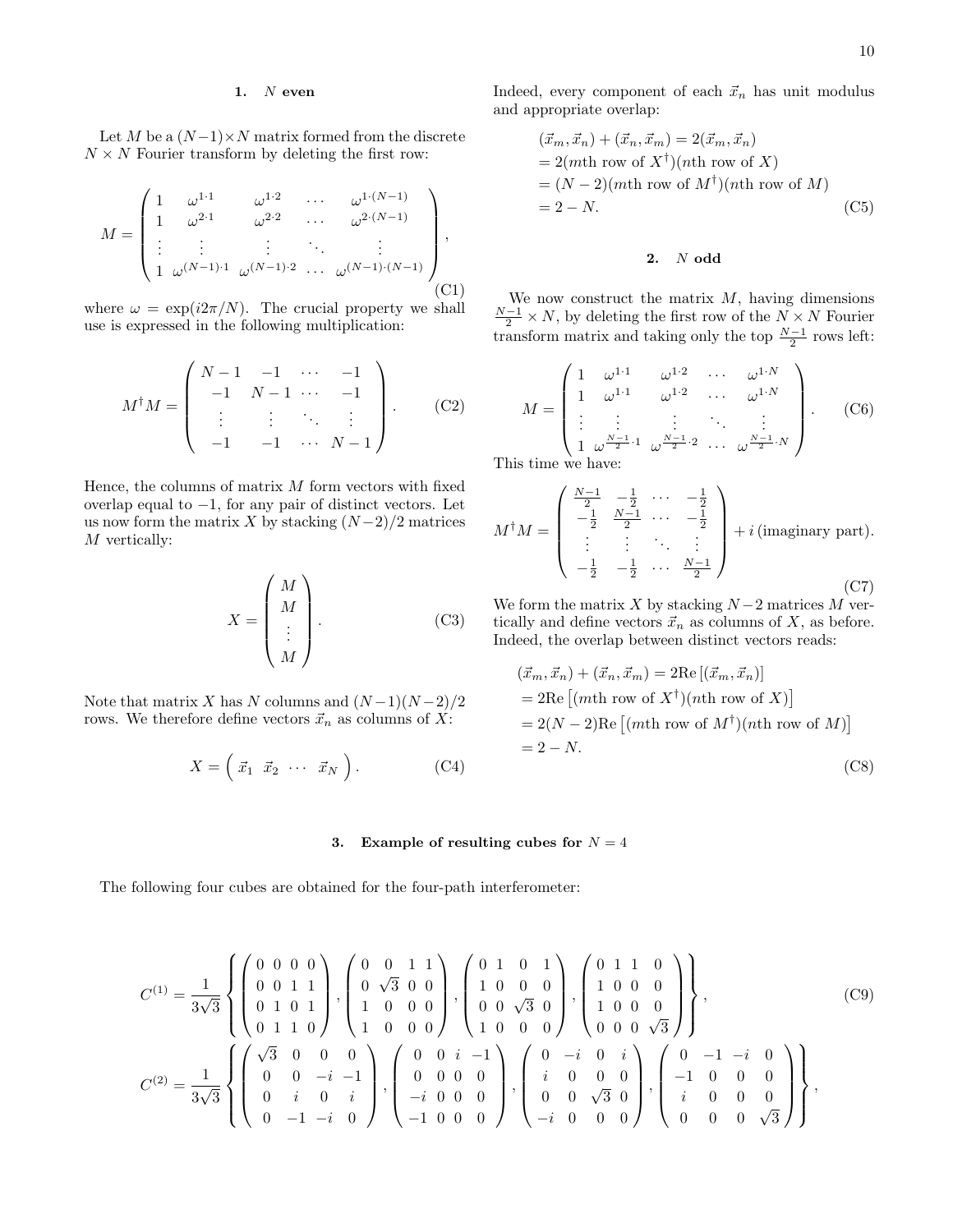### 1. $N$ even

Let $M$ be a $(N-1)\times N$ matrix formed from the discrete $N\times N$ Fourier transform by deleting the first row:

$$M = \begin{pmatrix} 1 & \omega^{1\cdot 1} & \omega^{1\cdot 2} & \cdots & \omega^{1\cdot(N-1)} \\ 1 & \omega^{2\cdot 1} & \omega^{2\cdot 2} & \cdots & \omega^{2\cdot(N-1)} \\ \vdots & \vdots & \vdots & \ddots & \vdots \\ 1 & \omega^{(N-1)\cdot 1} & \omega^{(N-1)\cdot 2} & \cdots & \omega^{(N-1)\cdot(N-1)} \end{pmatrix}, \tag{C1}$$

where $\omega = \exp(i2\pi/N)$. The crucial property we shall use is expressed in the following multiplication:

$$M^\dagger M = \begin{pmatrix} N-1 & -1 & \cdots & -1 \\ -1 & N-1 & \cdots & -1 \\ \vdots & \vdots & \ddots & \vdots \\ -1 & -1 & \cdots & N-1 \end{pmatrix}. \tag{C2}$$

Hence, the columns of matrix $M$ form vectors with fixed overlap equal to $-1$, for any pair of distinct vectors. Let us now form the matrix $X$ by stacking $(N-2)/2$ matrices $M$ vertically:

$$X = \begin{pmatrix} M \\ M \\ \vdots \\ M \end{pmatrix}. \tag{C3}$$

Note that matrix $X$ has $N$ columns and $(N-1)(N-2)/2$ rows. We therefore define vectors $\vec{x}_n$ as columns of $X$:

$$X = \begin{pmatrix} \vec{x}_1 & \vec{x}_2 & \cdots & \vec{x}_N \end{pmatrix}. \tag{C4}$$

Indeed, every component of each $\vec{x}_n$ has unit modulus and appropriate overlap:

$$\begin{aligned} &(\vec{x}_m, \vec{x}_n) + (\vec{x}_n, \vec{x}_m) = 2(\vec{x}_m, \vec{x}_n) \\ &= 2(m\text{th row of } X^\dagger)(n\text{th row of } X) \\ &= (N-2)(m\text{th row of } M^\dagger)(n\text{th row of } M) \\ &= 2 - N. \end{aligned} \tag{C5}$$

### 2. $N$ odd

We now construct the matrix $M$, having dimensions $\frac{N-1}{2}\times N$, by deleting the first row of the $N\times N$ Fourier transform matrix and taking only the top $\frac{N-1}{2}$ rows left:

$$M = \begin{pmatrix} 1 & \omega^{1\cdot 1} & \omega^{1\cdot 2} & \cdots & \omega^{1\cdot N} \\ 1 & \omega^{1\cdot 1} & \omega^{1\cdot 2} & \cdots & \omega^{1\cdot N} \\ \vdots & \vdots & \vdots & \ddots & \vdots \\ 1 & \omega^{\frac{N-1}{2}\cdot 1} & \omega^{\frac{N-1}{2}\cdot 2} & \cdots & \omega^{\frac{N-1}{2}\cdot N} \end{pmatrix}. \tag{C6}$$

This time we have:

$$M^\dagger M = \begin{pmatrix} \frac{N-1}{2} & -\frac{1}{2} & \cdots & -\frac{1}{2} \\ -\frac{1}{2} & \frac{N-1}{2} & \cdots & -\frac{1}{2} \\ \vdots & \vdots & \ddots & \vdots \\ -\frac{1}{2} & -\frac{1}{2} & \cdots & \frac{N-1}{2} \end{pmatrix} + i\,(\text{imaginary part}). \tag{C7}$$

We form the matrix $X$ by stacking $N-2$ matrices $M$ vertically and define vectors $\vec{x}_n$ as columns of $X$, as before. Indeed, the overlap between distinct vectors reads:

$$\begin{aligned} &(\vec{x}_m, \vec{x}_n) + (\vec{x}_n, \vec{x}_m) = 2\text{Re}\left[(\vec{x}_m, \vec{x}_n)\right] \\ &= 2\text{Re}\left[(m\text{th row of } X^\dagger)(n\text{th row of } X)\right] \\ &= 2(N-2)\text{Re}\left[(m\text{th row of } M^\dagger)(n\text{th row of } M)\right] \\ &= 2 - N. \end{aligned} \tag{C8}$$

### 3. Example of resulting cubes for $N = 4$

The following four cubes are obtained for the four-path interferometer:

$$C^{(1)} = \frac{1}{3\sqrt{3}} \left\{ \begin{pmatrix} 0 & 0 & 0 & 0 \\ 0 & 0 & 1 & 1 \\ 0 & 1 & 0 & 1 \\ 0 & 1 & 1 & 0 \end{pmatrix}, \begin{pmatrix} 0 & 0 & 1 & 1 \\ 0 & \sqrt{3} & 0 & 0 \\ 1 & 0 & 0 & 0 \\ 1 & 0 & 0 & 0 \end{pmatrix}, \begin{pmatrix} 0 & 1 & 0 & 1 \\ 1 & 0 & 0 & 0 \\ 0 & 0 & \sqrt{3} & 0 \\ 1 & 0 & 0 & 0 \end{pmatrix}, \begin{pmatrix} 0 & 1 & 1 & 0 \\ 1 & 0 & 0 & 0 \\ 1 & 0 & 0 & 0 \\ 0 & 0 & 0 & \sqrt{3} \end{pmatrix} \right\}, \tag{C9}$$

$$C^{(2)} = \frac{1}{3\sqrt{3}} \left\{ \begin{pmatrix} \sqrt{3} & 0 & 0 & 0 \\ 0 & 0 & -i & -1 \\ 0 & i & 0 & i \\ 0 & -1 & -i & 0 \end{pmatrix}, \begin{pmatrix} 0 & 0 & i & -1 \\ 0 & 0 & 0 & 0 \\ -i & 0 & 0 & 0 \\ -1 & 0 & 0 & 0 \end{pmatrix}, \begin{pmatrix} 0 & -i & 0 & i \\ i & 0 & 0 & 0 \\ 0 & 0 & \sqrt{3} & 0 \\ -i & 0 & 0 & 0 \end{pmatrix}, \begin{pmatrix} 0 & -1 & -i & 0 \\ -1 & 0 & 0 & 0 \\ i & 0 & 0 & 0 \\ 0 & 0 & 0 & \sqrt{3} \end{pmatrix} \right\},$$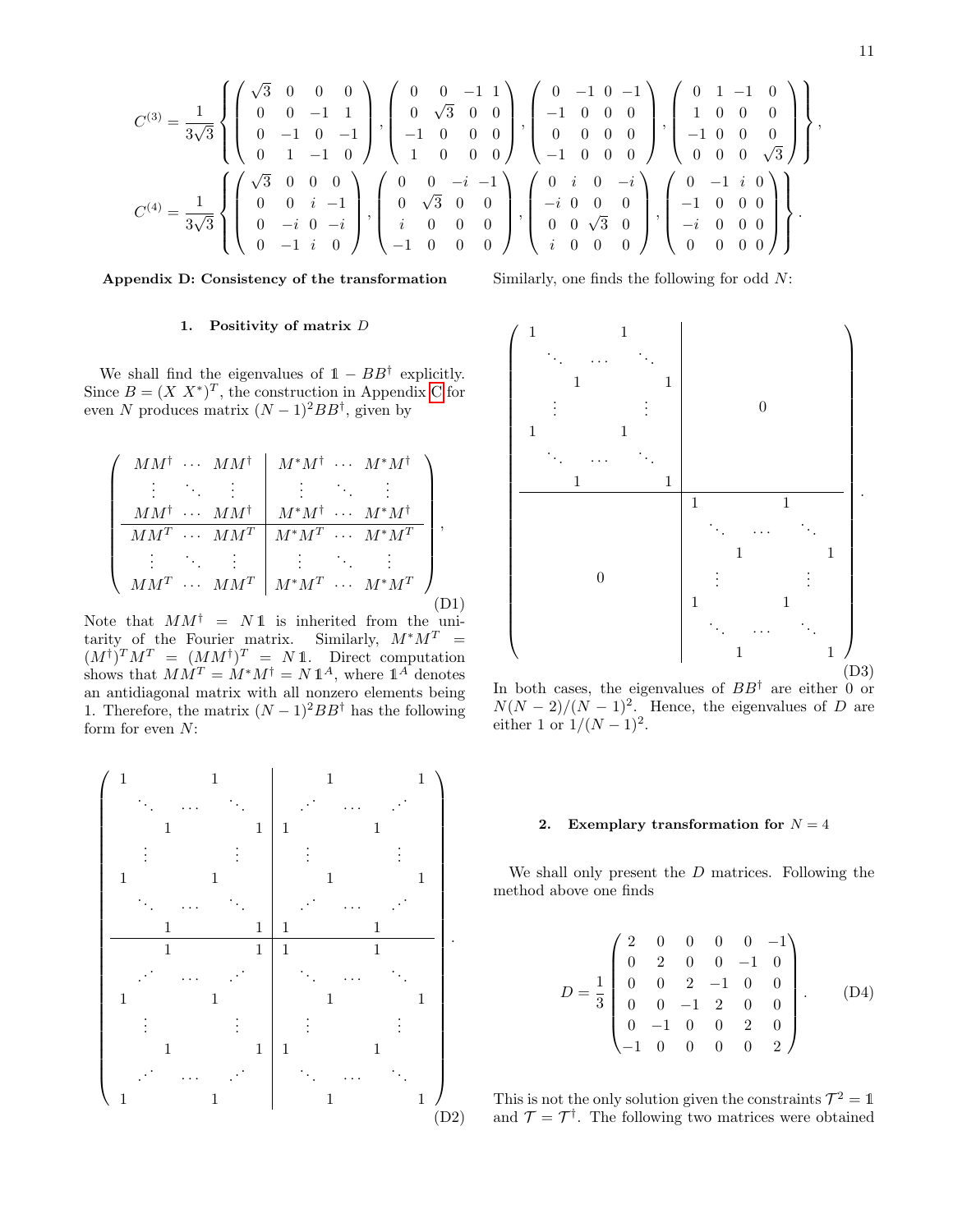$$C^{(3)} = \frac{1}{3\sqrt{3}} \left\{ \begin{pmatrix} \sqrt{3} & 0 & 0 & 0 \\ 0 & 0 & -1 & 1 \\ 0 & -1 & 0 & -1 \\ 0 & 1 & -1 & 0 \end{pmatrix}, \begin{pmatrix} 0 & 0 & -1 & 1 \\ 0 & \sqrt{3} & 0 & 0 \\ -1 & 0 & 0 & 0 \\ 1 & 0 & 0 & 0 \end{pmatrix}, \begin{pmatrix} 0 & -1 & 0 & -1 \\ -1 & 0 & 0 & 0 \\ 0 & 0 & 0 & 0 \\ -1 & 0 & 0 & 0 \end{pmatrix}, \begin{pmatrix} 0 & 1 & -1 & 0 \\ 1 & 0 & 0 & 0 \\ -1 & 0 & 0 & 0 \\ 0 & 0 & 0 & \sqrt{3} \end{pmatrix} \right\},$$

$$C^{(4)} = \frac{1}{3\sqrt{3}} \left\{ \begin{pmatrix} \sqrt{3} & 0 & 0 & 0 \\ 0 & 0 & i & -1 \\ 0 & -i & 0 & -i \\ 0 & -1 & i & 0 \end{pmatrix}, \begin{pmatrix} 0 & 0 & -i & -1 \\ 0 & \sqrt{3} & 0 & 0 \\ i & 0 & 0 & 0 \\ -1 & 0 & 0 & 0 \end{pmatrix}, \begin{pmatrix} 0 & i & 0 & -i \\ -i & 0 & 0 & 0 \\ 0 & 0 & \sqrt{3} & 0 \\ i & 0 & 0 & 0 \end{pmatrix}, \begin{pmatrix} 0 & -1 & i & 0 \\ -1 & 0 & 0 & 0 \\ -i & 0 & 0 & 0 \\ 0 & 0 & 0 & 0 \end{pmatrix} \right\}.$$

## Appendix D: Consistency of the transformation

### 1. Positivity of matrix $D$

We shall find the eigenvalues of $\mathbb{1} - BB^\dagger$ explicitly. Since $B = (X\ X^*)^T$, the construction in Appendix C for even $N$ produces matrix $(N-1)^2 BB^\dagger$, given by

$$\left(\begin{array}{ccc|ccc} MM^\dagger & \cdots & MM^\dagger & M^*M^\dagger & \cdots & M^*M^\dagger \\ \vdots & \ddots & \vdots & \vdots & \ddots & \vdots \\ MM^\dagger & \cdots & MM^\dagger & M^*M^\dagger & \cdots & M^*M^\dagger \\ \hline MM^T & \cdots & MM^T & M^*M^T & \cdots & M^*M^T \\ \vdots & \ddots & \vdots & \vdots & \ddots & \vdots \\ MM^T & \cdots & MM^T & M^*M^T & \cdots & M^*M^T \end{array}\right), \tag{D1}$$

Note that $MM^\dagger = N\mathbb{1}$ is inherited from the unitarity of the Fourier matrix. Similarly, $M^*M^T = (M^\dagger)^T M^T = (MM^\dagger)^T = N\mathbb{1}$. Direct computation shows that $MM^T = M^*M^\dagger = N\mathbb{1}^A$, where $\mathbb{1}^A$ denotes an antidiagonal matrix with all nonzero elements being 1. Therefore, the matrix $(N-1)^2 BB^\dagger$ has the following form for even $N$:

$$\left(\begin{array}{ccccc|ccccc} 1 & & & 1 & & & & 1 & & 1 \\ & \ddots & \cdots & & \ddots & & \iddots & \cdots & \iddots & \\ & & 1 & & 1 & 1 & & & 1 & \\ \vdots & & & \vdots & & \vdots & & & \vdots & \\ 1 & & & 1 & & & & 1 & & 1 \\ & \ddots & \cdots & & \ddots & & \iddots & \cdots & \iddots & \\ & & 1 & & 1 & 1 & & & 1 & \\ \hline & & 1 & & 1 & 1 & & & 1 & \\ & \iddots & \cdots & & \iddots & & \ddots & \cdots & \ddots & \\ 1 & & & 1 & & & & 1 & & 1 \\ \vdots & & & \vdots & & \vdots & & & \vdots & \\ & & 1 & & 1 & 1 & & & 1 & \\ & \iddots & \cdots & & \iddots & & \ddots & \cdots & \ddots & \\ 1 & & & 1 & & & & 1 & & 1 \end{array}\right). \tag{D2}$$

Similarly, one finds the following for odd $N$:

$$\left(\begin{array}{ccccc|ccccc} 1 & & & 1 & & & & & & \\ & \ddots & \cdots & & \ddots & & & & & \\ & & 1 & & 1 & & & & & \\ \vdots & & & \vdots & & & & 0 & & \\ 1 & & & 1 & & & & & & \\ & \ddots & \cdots & & \ddots & & & & & \\ & & 1 & & 1 & & & & & \\ \hline & & & & & 1 & & & 1 & \\ & & & & & & \ddots & \cdots & & \ddots \\ & & & & & & & 1 & & 1 \\ & & 0 & & & \vdots & & & \vdots & \\ & & & & & 1 & & & 1 & \\ & & & & & & \ddots & \cdots & & \ddots \\ & & & & & & & 1 & & 1 \end{array}\right). \tag{D3}$$

In both cases, the eigenvalues of $BB^\dagger$ are either 0 or $N(N-2)/(N-1)^2$. Hence, the eigenvalues of $D$ are either 1 or $1/(N-1)^2$.

### 2. Exemplary transformation for $N = 4$

We shall only present the $D$ matrices. Following the method above one finds

$$D = \frac{1}{3}\begin{pmatrix} 2 & 0 & 0 & 0 & 0 & -1 \\ 0 & 2 & 0 & 0 & -1 & 0 \\ 0 & 0 & 2 & -1 & 0 & 0 \\ 0 & 0 & -1 & 2 & 0 & 0 \\ 0 & -1 & 0 & 0 & 2 & 0 \\ -1 & 0 & 0 & 0 & 0 & 2 \end{pmatrix}. \tag{D4}$$

This is not the only solution given the constraints $\mathcal{T}^2 = \mathbb{1}$ and $\mathcal{T} = \mathcal{T}^\dagger$. The following two matrices were obtained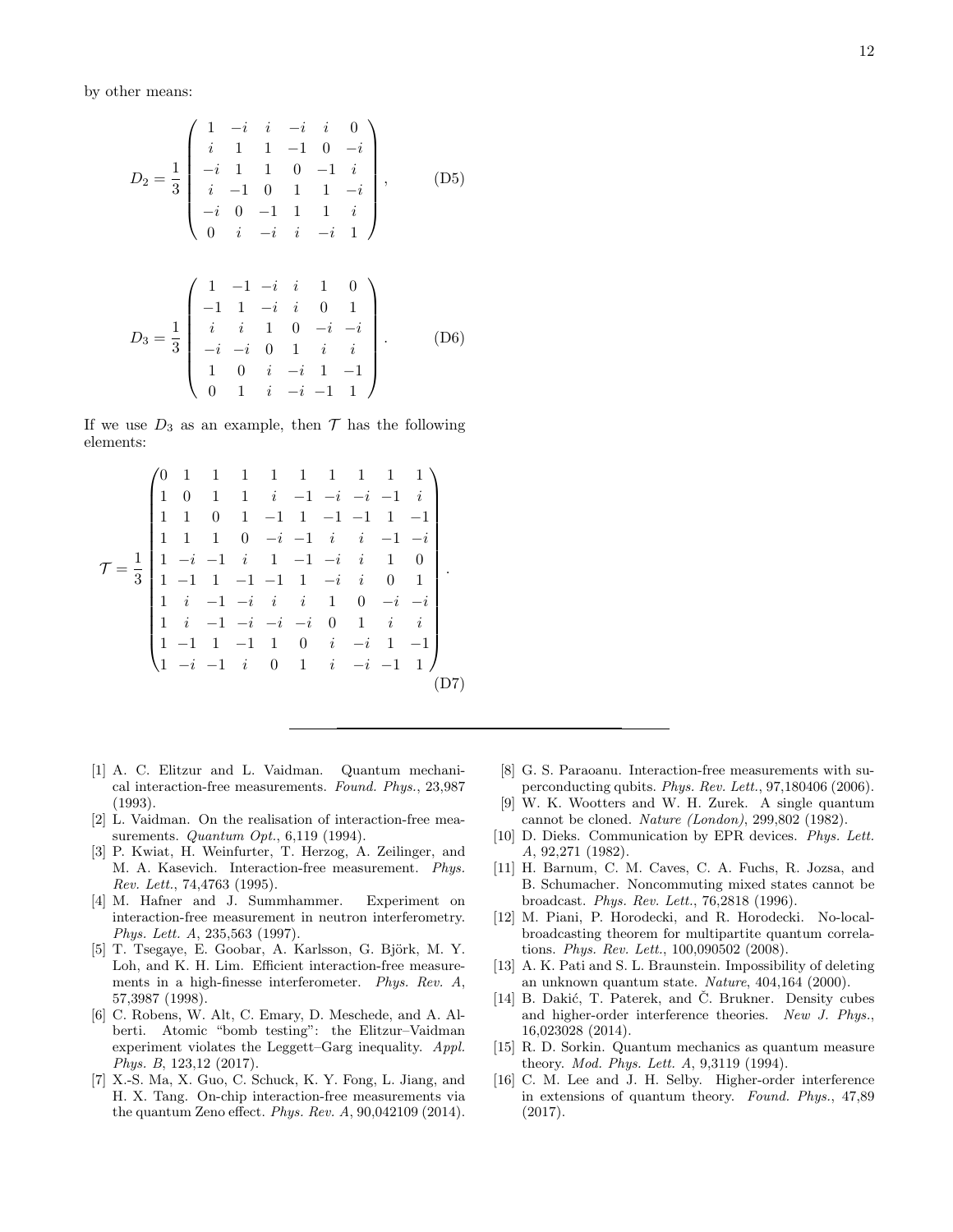by other means:

$$D_2 = \frac{1}{3}\begin{pmatrix} 1 & -i & i & -i & i & 0 \\ i & 1 & 1 & -1 & 0 & -i \\ -i & 1 & 1 & 0 & -1 & i \\ i & -1 & 0 & 1 & 1 & -i \\ -i & 0 & -1 & 1 & 1 & i \\ 0 & i & -i & i & -i & 1 \end{pmatrix}, \tag{D5}$$

$$D_3 = \frac{1}{3}\begin{pmatrix} 1 & -1 & -i & i & 1 & 0 \\ -1 & 1 & -i & i & 0 & 1 \\ i & i & 1 & 0 & -i & -i \\ -i & -i & 0 & 1 & i & i \\ 1 & 0 & i & -i & 1 & -1 \\ 0 & 1 & i & -i & -1 & 1 \end{pmatrix}. \tag{D6}$$

If we use $D_3$ as an example, then $\mathcal{T}$ has the following elements:

$$\mathcal{T} = \frac{1}{3}\begin{pmatrix} 0 & 1 & 1 & 1 & 1 & 1 & 1 & 1 & 1 & 1 \\ 1 & 0 & 1 & 1 & i & -1 & -i & -i & -1 & i \\ 1 & 1 & 0 & 1 & -1 & 1 & -1 & -1 & 1 & -1 \\ 1 & 1 & 1 & 0 & -i & -1 & i & i & -1 & -i \\ 1 & -i & -1 & i & 1 & -1 & -i & i & 1 & 0 \\ 1 & -1 & 1 & -1 & -1 & 1 & -i & i & 0 & 1 \\ 1 & i & -1 & -i & i & i & 1 & 0 & -i & -i \\ 1 & i & -1 & -i & -i & -i & 0 & 1 & i & i \\ 1 & -1 & 1 & -1 & 1 & 0 & i & -i & 1 & -1 \\ 1 & -i & -1 & i & 0 & 1 & i & -i & -1 & 1 \end{pmatrix}. \tag{D7}$$

---

[1] A. C. Elitzur and L. Vaidman. Quantum mechanical interaction-free measurements. *Found. Phys.*, 23,987 (1993).

[2] L. Vaidman. On the realisation of interaction-free measurements. *Quantum Opt.*, 6,119 (1994).

[3] P. Kwiat, H. Weinfurter, T. Herzog, A. Zeilinger, and M. A. Kasevich. Interaction-free measurement. *Phys. Rev. Lett.*, 74,4763 (1995).

[4] M. Hafner and J. Summhammer. Experiment on interaction-free measurement in neutron interferometry. *Phys. Lett. A*, 235,563 (1997).

[5] T. Tsegaye, E. Goobar, A. Karlsson, G. Björk, M. Y. Loh, and K. H. Lim. Efficient interaction-free measurements in a high-finesse interferometer. *Phys. Rev. A*, 57,3987 (1998).

[6] C. Robens, W. Alt, C. Emary, D. Meschede, and A. Alberti. Atomic "bomb testing": the Elitzur–Vaidman experiment violates the Leggett–Garg inequality. *Appl. Phys. B*, 123,12 (2017).

[7] X.-S. Ma, X. Guo, C. Schuck, K. Y. Fong, L. Jiang, and H. X. Tang. On-chip interaction-free measurements via the quantum Zeno effect. *Phys. Rev. A*, 90,042109 (2014).

[8] G. S. Paraoanu. Interaction-free measurements with superconducting qubits. *Phys. Rev. Lett.*, 97,180406 (2006).

[9] W. K. Wootters and W. H. Zurek. A single quantum cannot be cloned. *Nature (London)*, 299,802 (1982).

[10] D. Dieks. Communication by EPR devices. *Phys. Lett. A*, 92,271 (1982).

[11] H. Barnum, C. M. Caves, C. A. Fuchs, R. Jozsa, and B. Schumacher. Noncommuting mixed states cannot be broadcast. *Phys. Rev. Lett.*, 76,2818 (1996).

[12] M. Piani, P. Horodecki, and R. Horodecki. No-local-broadcasting theorem for multipartite quantum correlations. *Phys. Rev. Lett.*, 100,090502 (2008).

[13] A. K. Pati and S. L. Braunstein. Impossibility of deleting an unknown quantum state. *Nature*, 404,164 (2000).

[14] B. Dakić, T. Paterek, and Č. Brukner. Density cubes and higher-order interference theories. *New J. Phys.*, 16,023028 (2014).

[15] R. D. Sorkin. Quantum mechanics as quantum measure theory. *Mod. Phys. Lett. A*, 9,3119 (1994).

[16] C. M. Lee and J. H. Selby. Higher-order interference in extensions of quantum theory. *Found. Phys.*, 47,89 (2017).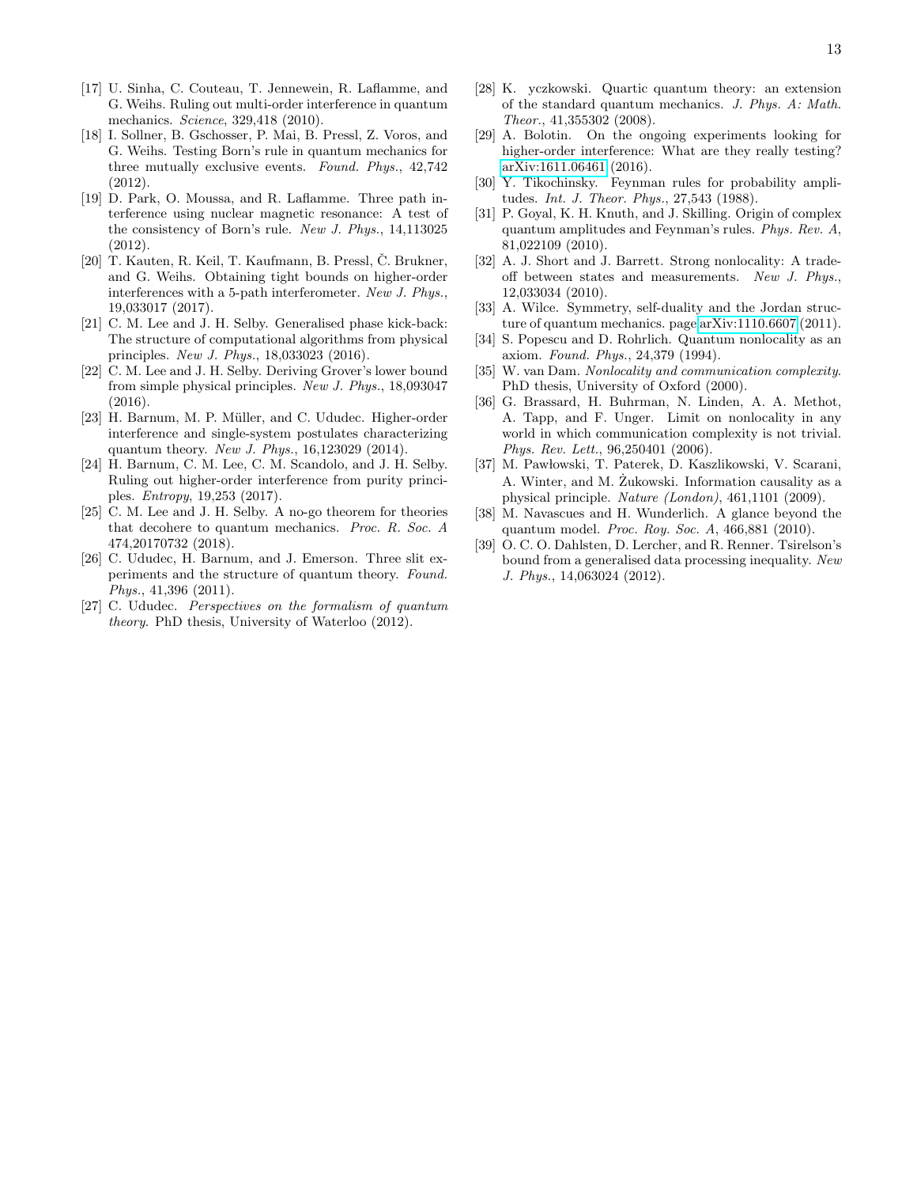[17] U. Sinha, C. Couteau, T. Jennewein, R. Laflamme, and G. Weihs. Ruling out multi-order interference in quantum mechanics. *Science*, 329,418 (2010).

[18] I. Sollner, B. Gschosser, P. Mai, B. Pressl, Z. Voros, and G. Weihs. Testing Born's rule in quantum mechanics for three mutually exclusive events. *Found. Phys.*, 42,742 (2012).

[19] D. Park, O. Moussa, and R. Laflamme. Three path interference using nuclear magnetic resonance: A test of the consistency of Born's rule. *New J. Phys.*, 14,113025 (2012).

[20] T. Kauten, R. Keil, T. Kaufmann, B. Pressl, Č. Brukner, and G. Weihs. Obtaining tight bounds on higher-order interferences with a 5-path interferometer. *New J. Phys.*, 19,033017 (2017).

[21] C. M. Lee and J. H. Selby. Generalised phase kick-back: The structure of computational algorithms from physical principles. *New J. Phys.*, 18,033023 (2016).

[22] C. M. Lee and J. H. Selby. Deriving Grover's lower bound from simple physical principles. *New J. Phys.*, 18,093047 (2016).

[23] H. Barnum, M. P. Müller, and C. Ududec. Higher-order interference and single-system postulates characterizing quantum theory. *New J. Phys.*, 16,123029 (2014).

[24] H. Barnum, C. M. Lee, C. M. Scandolo, and J. H. Selby. Ruling out higher-order interference from purity principles. *Entropy*, 19,253 (2017).

[25] C. M. Lee and J. H. Selby. A no-go theorem for theories that decohere to quantum mechanics. *Proc. R. Soc. A* 474,20170732 (2018).

[26] C. Ududec, H. Barnum, and J. Emerson. Three slit experiments and the structure of quantum theory. *Found. Phys.*, 41,396 (2011).

[27] C. Ududec. *Perspectives on the formalism of quantum theory*. PhD thesis, University of Waterloo (2012).

[28] K. yczkowski. Quartic quantum theory: an extension of the standard quantum mechanics. *J. Phys. A: Math. Theor.*, 41,355302 (2008).

[29] A. Bolotin. On the ongoing experiments looking for higher-order interference: What are they really testing? arXiv:1611.06461 (2016).

[30] Y. Tikochinsky. Feynman rules for probability amplitudes. *Int. J. Theor. Phys.*, 27,543 (1988).

[31] P. Goyal, K. H. Knuth, and J. Skilling. Origin of complex quantum amplitudes and Feynman's rules. *Phys. Rev. A*, 81,022109 (2010).

[32] A. J. Short and J. Barrett. Strong nonlocality: A tradeoff between states and measurements. *New J. Phys.*, 12,033034 (2010).

[33] A. Wilce. Symmetry, self-duality and the Jordan structure of quantum mechanics. page arXiv:1110.6607 (2011).

[34] S. Popescu and D. Rohrlich. Quantum nonlocality as an axiom. *Found. Phys.*, 24,379 (1994).

[35] W. van Dam. *Nonlocality and communication complexity*. PhD thesis, University of Oxford (2000).

[36] G. Brassard, H. Buhrman, N. Linden, A. A. Methot, A. Tapp, and F. Unger. Limit on nonlocality in any world in which communication complexity is not trivial. *Phys. Rev. Lett.*, 96,250401 (2006).

[37] M. Pawłowski, T. Paterek, D. Kaszlikowski, V. Scarani, A. Winter, and M. Żukowski. Information causality as a physical principle. *Nature (London)*, 461,1101 (2009).

[38] M. Navascues and H. Wunderlich. A glance beyond the quantum model. *Proc. Roy. Soc. A*, 466,881 (2010).

[39] O. C. O. Dahlsten, D. Lercher, and R. Renner. Tsirelson's bound from a generalised data processing inequality. *New J. Phys.*, 14,063024 (2012).